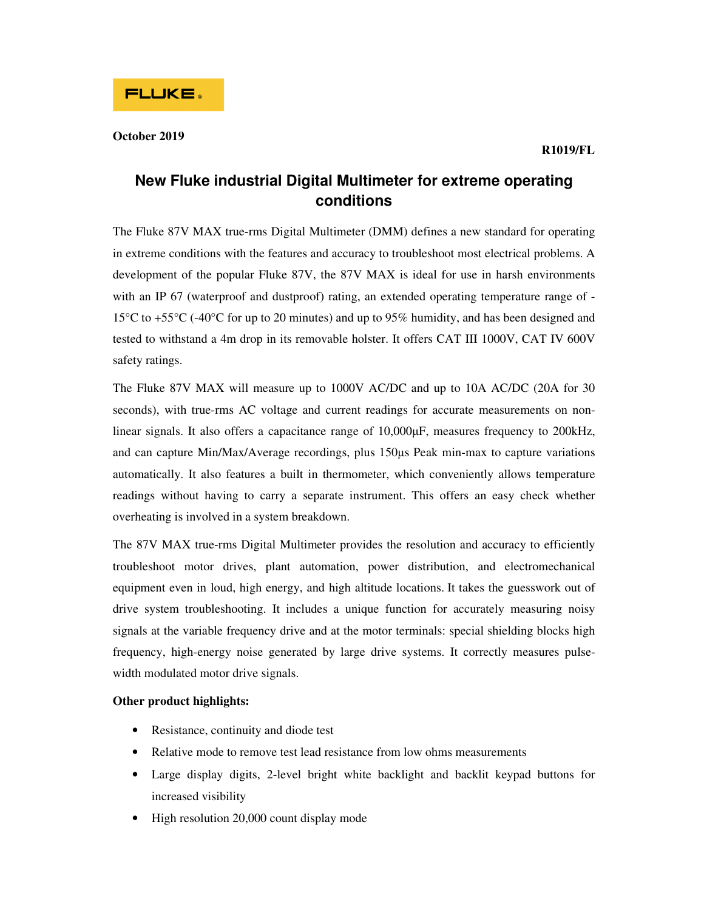FLUKE

**October 2019**

**R1019/FL**

# New Fluke industrial Digital Multimeter for extreme operating conditions

The Fluke 87V MAX true-rms Digital Multimeter (DMM) defines a new standard for operating in extreme conditions with the features and accuracy to troubleshoot most electrical problems. A development of the popular Fluke 87V, the 87V MAX is ideal for use in harsh environments with an IP 67 (waterproof and dustproof) rating, an extended operating temperature range of -15°C to +55°C (-40°C for up to 20 minutes) and up to 95% humidity, and has been designed and tested to withstand a 4m drop in its removable holster. It offers CAT III 1000V, CAT IV 600V safety ratings.

The Fluke 87V MAX will measure up to 1000V AC/DC and up to 10A AC/DC (20A for 30 seconds), with true-rms AC voltage and current readings for accurate measurements on non-linear signals. It also offers a capacitance range of 10,000µF, measures frequency to 200kHz, and can capture Min/Max/Average recordings, plus 150µs Peak min-max to capture variations automatically. It also features a built in thermometer, which conveniently allows temperature readings without having to carry a separate instrument. This offers an easy check whether overheating is involved in a system breakdown.

The 87V MAX true-rms Digital Multimeter provides the resolution and accuracy to efficiently troubleshoot motor drives, plant automation, power distribution, and electromechanical equipment even in loud, high energy, and high altitude locations. It takes the guesswork out of drive system troubleshooting. It includes a unique function for accurately measuring noisy signals at the variable frequency drive and at the motor terminals: special shielding blocks high frequency, high-energy noise generated by large drive systems. It correctly measures pulse-width modulated motor drive signals.

**Other product highlights:**

- Resistance, continuity and diode test
- Relative mode to remove test lead resistance from low ohms measurements
- Large display digits, 2-level bright white backlight and backlit keypad buttons for increased visibility
- High resolution 20,000 count display mode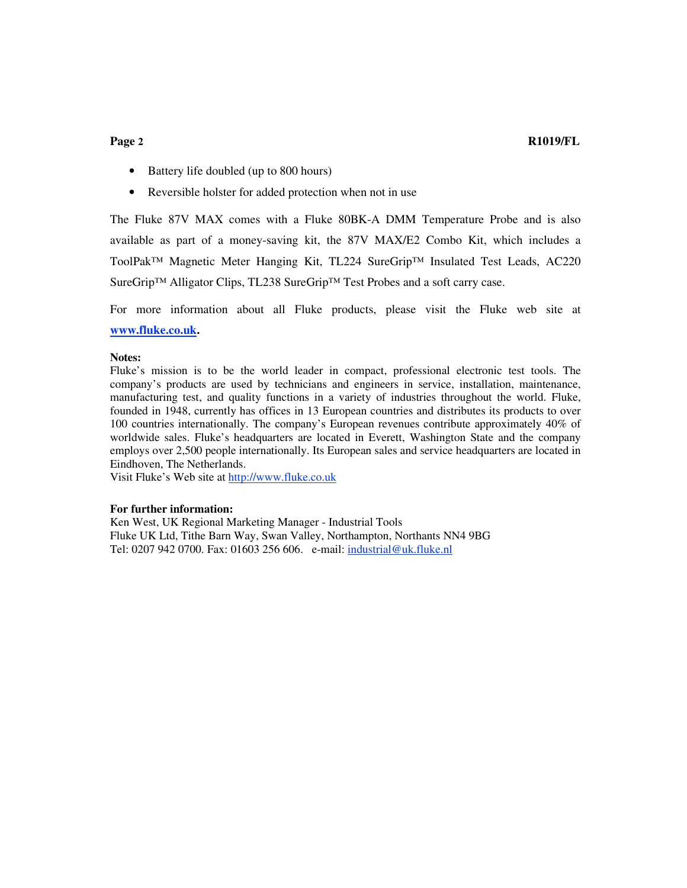- Battery life doubled (up to 800 hours)
- Reversible holster for added protection when not in use

The Fluke 87V MAX comes with a Fluke 80BK-A DMM Temperature Probe and is also available as part of a money-saving kit, the 87V MAX/E2 Combo Kit, which includes a ToolPak™ Magnetic Meter Hanging Kit, TL224 SureGrip™ Insulated Test Leads, AC220 SureGrip™ Alligator Clips, TL238 SureGrip™ Test Probes and a soft carry case.

For more information about all Fluke products, please visit the Fluke web site at **www.fluke.co.uk**.

**Notes:**
Fluke's mission is to be the world leader in compact, professional electronic test tools. The company's products are used by technicians and engineers in service, installation, maintenance, manufacturing test, and quality functions in a variety of industries throughout the world. Fluke, founded in 1948, currently has offices in 13 European countries and distributes its products to over 100 countries internationally. The company's European revenues contribute approximately 40% of worldwide sales. Fluke's headquarters are located in Everett, Washington State and the company employs over 2,500 people internationally. Its European sales and service headquarters are located in Eindhoven, The Netherlands.
Visit Fluke's Web site at http://www.fluke.co.uk

**For further information:**
Ken West, UK Regional Marketing Manager - Industrial Tools
Fluke UK Ltd, Tithe Barn Way, Swan Valley, Northampton, Northants NN4 9BG
Tel: 0207 942 0700. Fax: 01603 256 606. e-mail: industrial@uk.fluke.nl